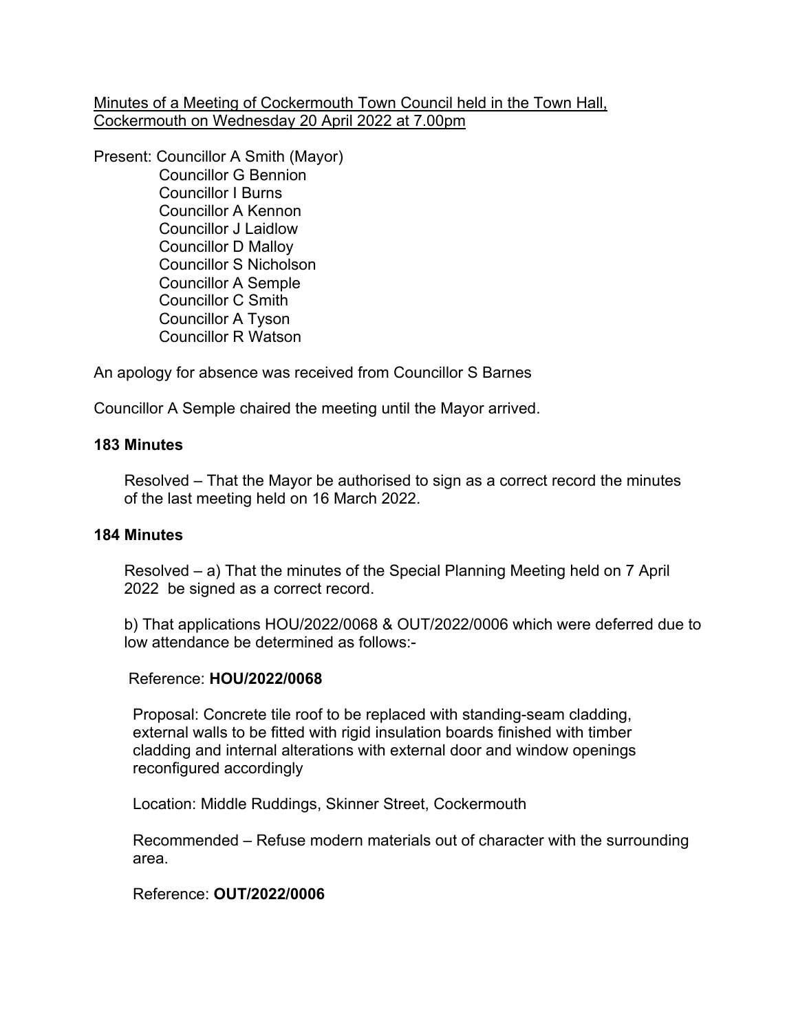Minutes of a Meeting of Cockermouth Town Council held in the Town Hall, Cockermouth on Wednesday 20 April 2022 at 7.00pm

Present: Councillor A Smith (Mayor)
Councillor G Bennion
Councillor I Burns
Councillor A Kennon
Councillor J Laidlow
Councillor D Malloy
Councillor S Nicholson
Councillor A Semple
Councillor C Smith
Councillor A Tyson
Councillor R Watson

An apology for absence was received from Councillor S Barnes

Councillor A Semple chaired the meeting until the Mayor arrived.

**183 Minutes**

Resolved – That the Mayor be authorised to sign as a correct record the minutes of the last meeting held on 16 March 2022.

**184 Minutes**

Resolved – a) That the minutes of the Special Planning Meeting held on 7 April 2022 be signed as a correct record.

b) That applications HOU/2022/0068 & OUT/2022/0006 which were deferred due to low attendance be determined as follows:-

Reference: **HOU/2022/0068**

Proposal: Concrete tile roof to be replaced with standing-seam cladding, external walls to be fitted with rigid insulation boards finished with timber cladding and internal alterations with external door and window openings reconfigured accordingly

Location: Middle Ruddings, Skinner Street, Cockermouth

Recommended – Refuse modern materials out of character with the surrounding area.

Reference: **OUT/2022/0006**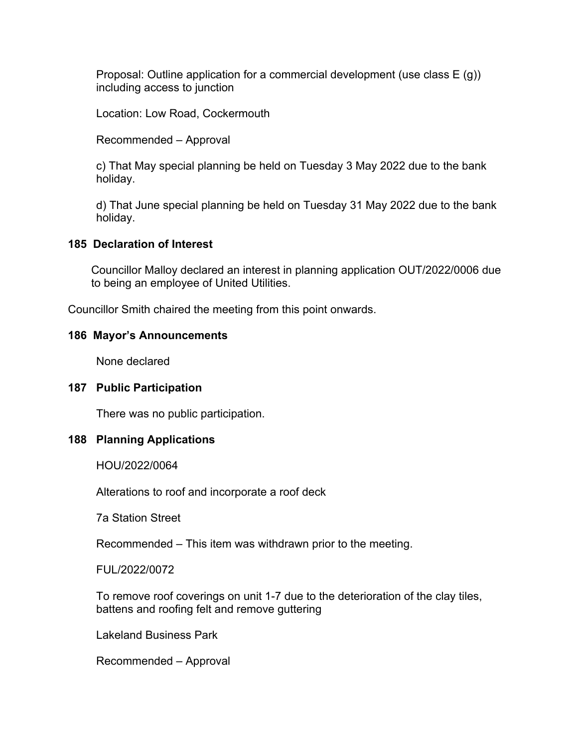Proposal: Outline application for a commercial development (use class E (g)) including access to junction

Location: Low Road, Cockermouth

Recommended – Approval

c) That May special planning be held on Tuesday 3 May 2022 due to the bank holiday.

d) That June special planning be held on Tuesday 31 May 2022 due to the bank holiday.

**185 Declaration of Interest**

Councillor Malloy declared an interest in planning application OUT/2022/0006 due to being an employee of United Utilities.

Councillor Smith chaired the meeting from this point onwards.

**186 Mayor's Announcements**

None declared

**187 Public Participation**

There was no public participation.

**188 Planning Applications**

HOU/2022/0064

Alterations to roof and incorporate a roof deck

7a Station Street

Recommended – This item was withdrawn prior to the meeting.

FUL/2022/0072

To remove roof coverings on unit 1-7 due to the deterioration of the clay tiles, battens and roofing felt and remove guttering

Lakeland Business Park

Recommended – Approval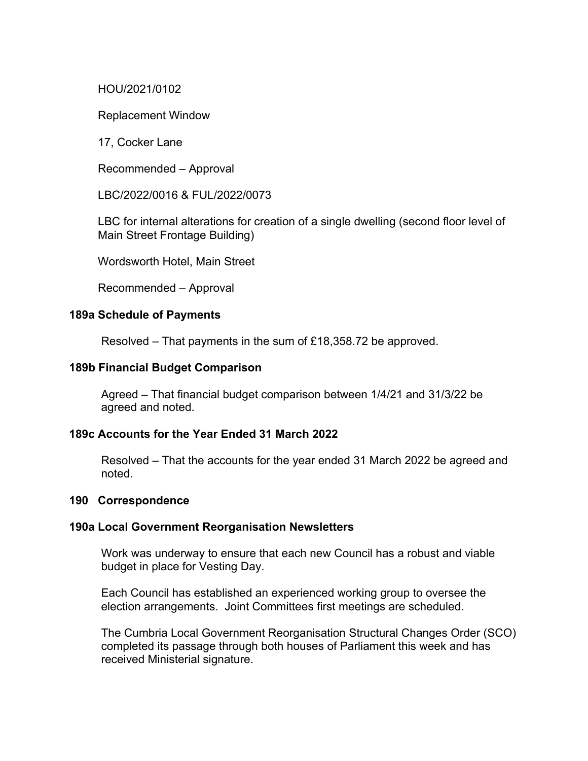HOU/2021/0102

Replacement Window

17, Cocker Lane

Recommended – Approval

LBC/2022/0016 & FUL/2022/0073

LBC for internal alterations for creation of a single dwelling (second floor level of Main Street Frontage Building)

Wordsworth Hotel, Main Street

Recommended – Approval

**189a Schedule of Payments**

Resolved – That payments in the sum of £18,358.72 be approved.

**189b Financial Budget Comparison**

Agreed – That financial budget comparison between 1/4/21 and 31/3/22 be agreed and noted.

**189c Accounts for the Year Ended 31 March 2022**

Resolved – That the accounts for the year ended 31 March 2022 be agreed and noted.

**190 Correspondence**

**190a Local Government Reorganisation Newsletters**

Work was underway to ensure that each new Council has a robust and viable budget in place for Vesting Day.

Each Council has established an experienced working group to oversee the election arrangements. Joint Committees first meetings are scheduled.

The Cumbria Local Government Reorganisation Structural Changes Order (SCO) completed its passage through both houses of Parliament this week and has received Ministerial signature.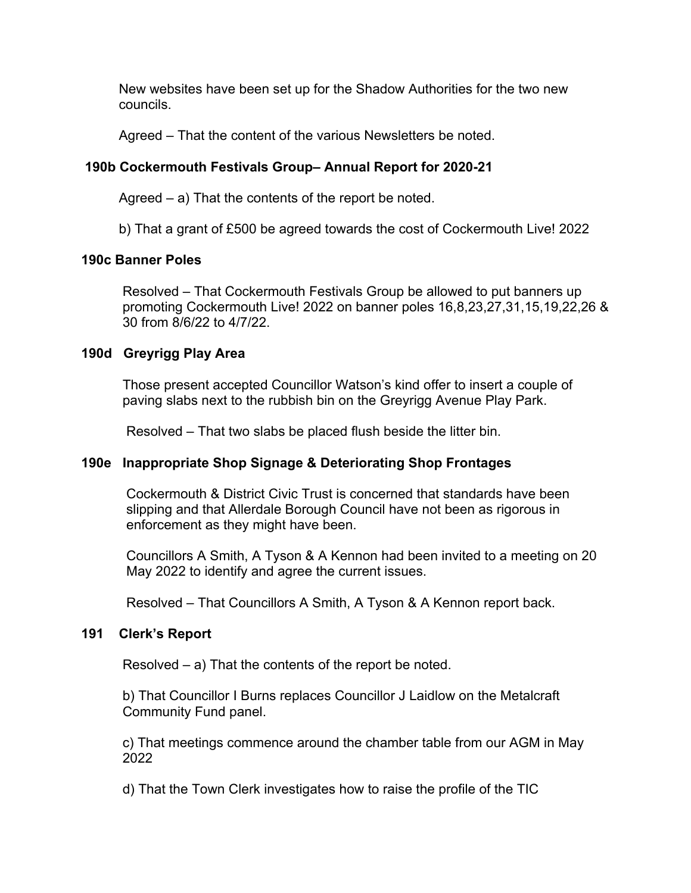New websites have been set up for the Shadow Authorities for the two new councils.

Agreed – That the content of the various Newsletters be noted.

### 190b Cockermouth Festivals Group– Annual Report for 2020-21

Agreed – a) That the contents of the report be noted.

b) That a grant of £500 be agreed towards the cost of Cockermouth Live! 2022

### 190c Banner Poles

Resolved – That Cockermouth Festivals Group be allowed to put banners up promoting Cockermouth Live! 2022 on banner poles 16,8,23,27,31,15,19,22,26 & 30 from 8/6/22 to 4/7/22.

### 190d Greyrigg Play Area

Those present accepted Councillor Watson's kind offer to insert a couple of paving slabs next to the rubbish bin on the Greyrigg Avenue Play Park.

Resolved – That two slabs be placed flush beside the litter bin.

### 190e Inappropriate Shop Signage & Deteriorating Shop Frontages

Cockermouth & District Civic Trust is concerned that standards have been slipping and that Allerdale Borough Council have not been as rigorous in enforcement as they might have been.

Councillors A Smith, A Tyson & A Kennon had been invited to a meeting on 20 May 2022 to identify and agree the current issues.

Resolved – That Councillors A Smith, A Tyson & A Kennon report back.

### 191 Clerk's Report

Resolved – a) That the contents of the report be noted.

b) That Councillor I Burns replaces Councillor J Laidlow on the Metalcraft Community Fund panel.

c) That meetings commence around the chamber table from our AGM in May 2022

d) That the Town Clerk investigates how to raise the profile of the TIC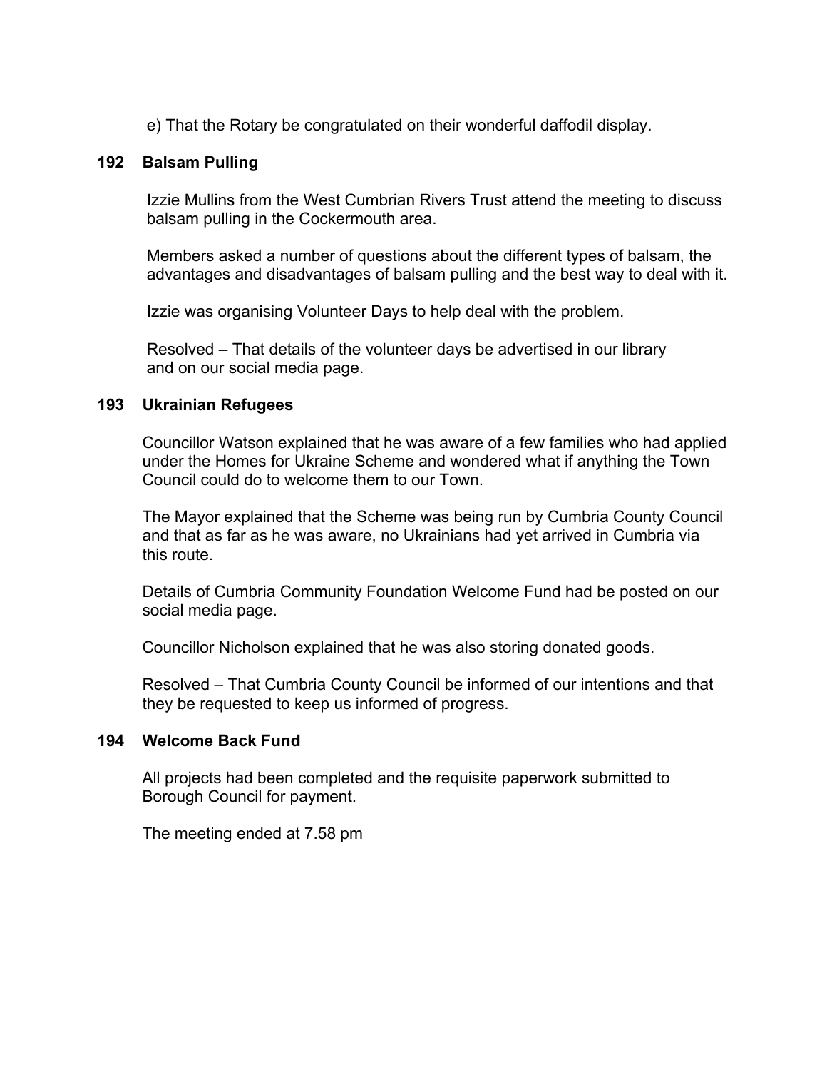e) That the Rotary be congratulated on their wonderful daffodil display.

**192 Balsam Pulling**

Izzie Mullins from the West Cumbrian Rivers Trust attend the meeting to discuss balsam pulling in the Cockermouth area.

Members asked a number of questions about the different types of balsam, the advantages and disadvantages of balsam pulling and the best way to deal with it.

Izzie was organising Volunteer Days to help deal with the problem.

Resolved – That details of the volunteer days be advertised in our library and on our social media page.

**193 Ukrainian Refugees**

Councillor Watson explained that he was aware of a few families who had applied under the Homes for Ukraine Scheme and wondered what if anything the Town Council could do to welcome them to our Town.

The Mayor explained that the Scheme was being run by Cumbria County Council and that as far as he was aware, no Ukrainians had yet arrived in Cumbria via this route.

Details of Cumbria Community Foundation Welcome Fund had be posted on our social media page.

Councillor Nicholson explained that he was also storing donated goods.

Resolved – That Cumbria County Council be informed of our intentions and that they be requested to keep us informed of progress.

**194 Welcome Back Fund**

All projects had been completed and the requisite paperwork submitted to Borough Council for payment.

The meeting ended at 7.58 pm